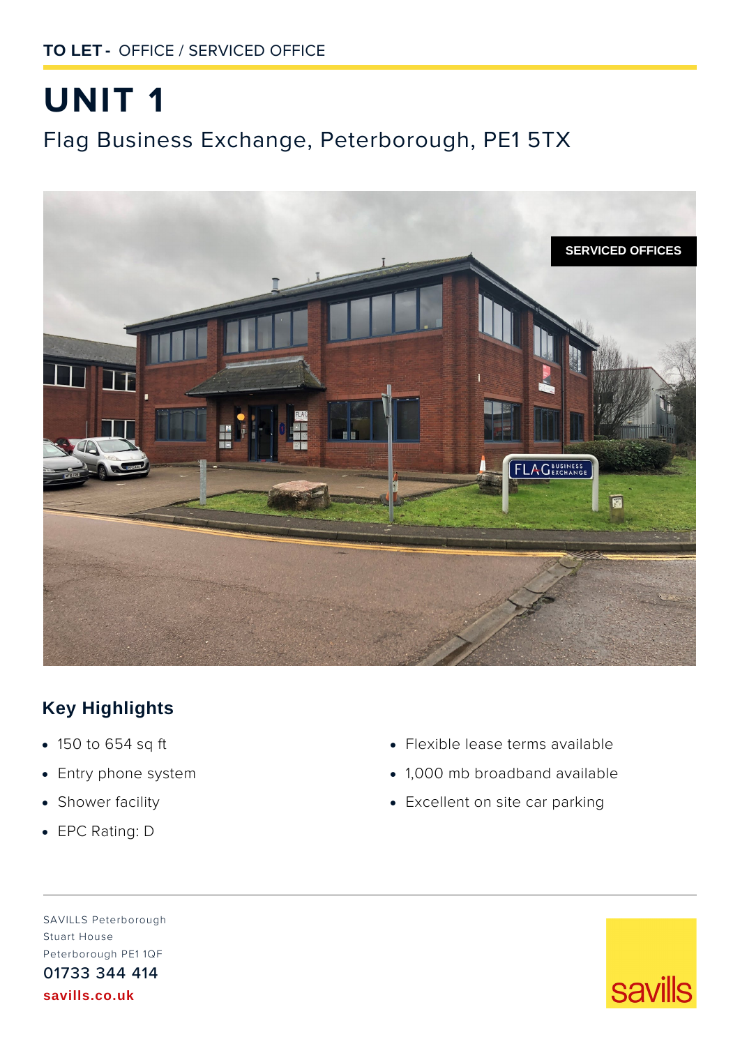**TO LET -** OFFICE / SERVICED OFFICE

# UNIT 1

## Flag Business Exchange, Peterborough, PE1 5TX

SERVICED OFFICES

### Key Highlights

- 150 to 654 sq ft
- Entry phone system
- Shower facility
- EPC Rating: D
- Flexible lease terms available
- 1,000 mb broadband available
- Excellent on site car parking

SAVILLS Peterborough
Stuart House
Peterborough PE1 1QF

01733 344 414

**savills.co.uk**

savills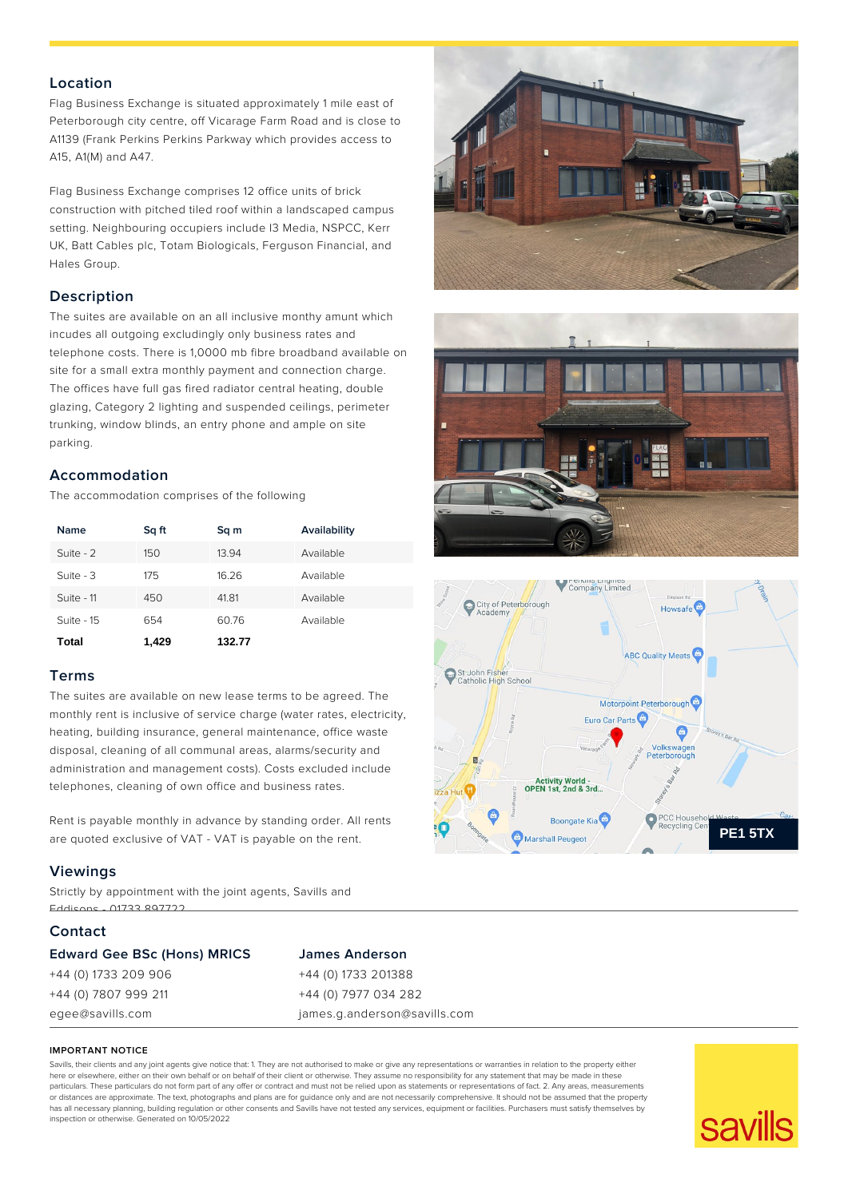## Location

Flag Business Exchange is situated approximately 1 mile east of Peterborough city centre, off Vicarage Farm Road and is close to A1139 (Frank Perkins Perkins Parkway which provides access to A15, A1(M) and A47.

Flag Business Exchange comprises 12 office units of brick construction with pitched tiled roof within a landscaped campus setting. Neighbouring occupiers include I3 Media, NSPCC, Kerr UK, Batt Cables plc, Totam Biologicals, Ferguson Financial, and Hales Group.

## Description

The suites are available on an all inclusive monthy amunt which incudes all outgoing excludingly only business rates and telephone costs. There is 1,0000 mb fibre broadband available on site for a small extra monthly payment and connection charge. The offices have full gas fired radiator central heating, double glazing, Category 2 lighting and suspended ceilings, perimeter trunking, window blinds, an entry phone and ample on site parking.

## Accommodation

The accommodation comprises of the following

| Name | Sq ft | Sq m | Availability |
|---|---|---|---|
| Suite - 2 | 150 | 13.94 | Available |
| Suite - 3 | 175 | 16.26 | Available |
| Suite - 11 | 450 | 41.81 | Available |
| Suite - 15 | 654 | 60.76 | Available |
| **Total** | **1,429** | **132.77** | |

## Terms

The suites are available on new lease terms to be agreed. The monthly rent is inclusive of service charge (water rates, electricity, heating, building insurance, general maintenance, office waste disposal, cleaning of all communal areas, alarms/security and administration and management costs). Costs excluded include telephones, cleaning of own office and business rates.

Rent is payable monthly in advance by standing order. All rents are quoted exclusive of VAT - VAT is payable on the rent.

## Viewings

Strictly by appointment with the joint agents, Savills and Eddisons - 01733 897722

PE1 5TX

## Contact

**Edward Gee BSc (Hons) MRICS**
+44 (0) 1733 209 906
+44 (0) 7807 999 211
egee@savills.com

**James Anderson**
+44 (0) 1733 201388
+44 (0) 7977 034 282
james.g.anderson@savills.com

**IMPORTANT NOTICE**

Savills, their clients and any joint agents give notice that: 1. They are not authorised to make or give any representations or warranties in relation to the property either here or elsewhere, either on their own behalf or on behalf of their client or otherwise. They assume no responsibility for any statement that may be made in these particulars. These particulars do not form part of any offer or contract and must not be relied upon as statements or representations of fact. 2. Any areas, measurements or distances are approximate. The text, photographs and plans are for guidance only and are not necessarily comprehensive. It should not be assumed that the property has all necessary planning, building regulation or other consents and Savills have not tested any services, equipment or facilities. Purchasers must satisfy themselves by inspection or otherwise. Generated on 10/05/2022